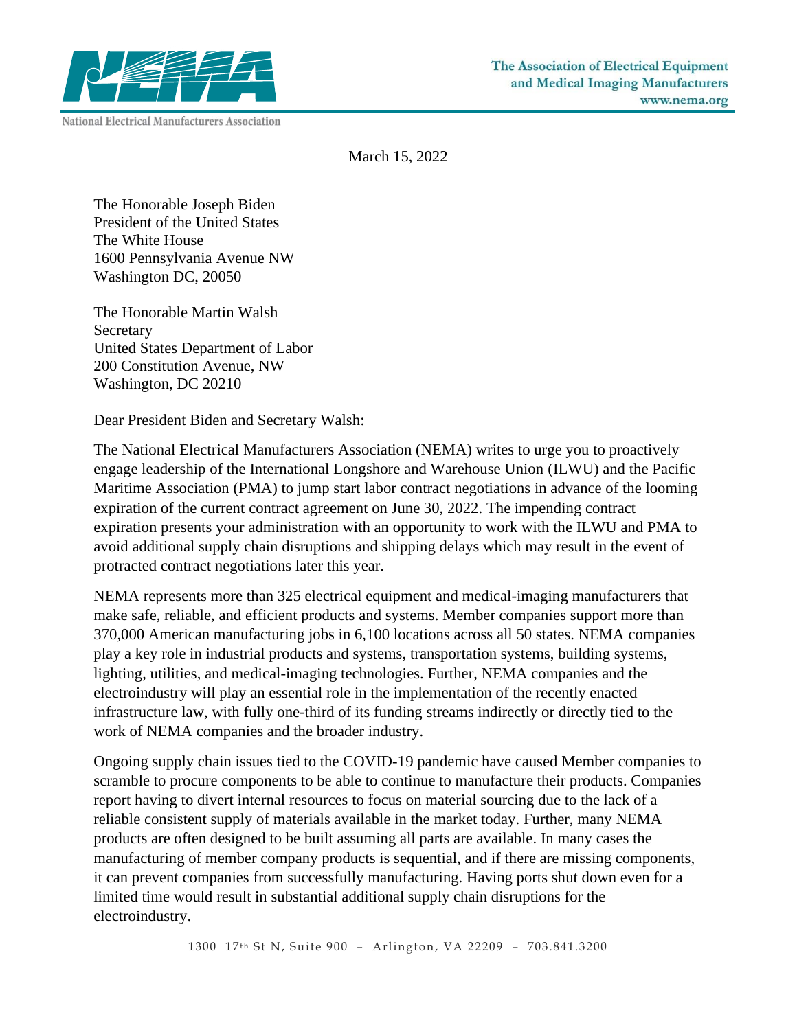National Electrical Manufacturers Association

The Association of Electrical Equipment and Medical Imaging Manufacturers
www.nema.org

March 15, 2022

The Honorable Joseph Biden
President of the United States
The White House
1600 Pennsylvania Avenue NW
Washington DC, 20050

The Honorable Martin Walsh
Secretary
United States Department of Labor
200 Constitution Avenue, NW
Washington, DC 20210

Dear President Biden and Secretary Walsh:

The National Electrical Manufacturers Association (NEMA) writes to urge you to proactively engage leadership of the International Longshore and Warehouse Union (ILWU) and the Pacific Maritime Association (PMA) to jump start labor contract negotiations in advance of the looming expiration of the current contract agreement on June 30, 2022. The impending contract expiration presents your administration with an opportunity to work with the ILWU and PMA to avoid additional supply chain disruptions and shipping delays which may result in the event of protracted contract negotiations later this year.

NEMA represents more than 325 electrical equipment and medical-imaging manufacturers that make safe, reliable, and efficient products and systems. Member companies support more than 370,000 American manufacturing jobs in 6,100 locations across all 50 states. NEMA companies play a key role in industrial products and systems, transportation systems, building systems, lighting, utilities, and medical-imaging technologies. Further, NEMA companies and the electroindustry will play an essential role in the implementation of the recently enacted infrastructure law, with fully one-third of its funding streams indirectly or directly tied to the work of NEMA companies and the broader industry.

Ongoing supply chain issues tied to the COVID-19 pandemic have caused Member companies to scramble to procure components to be able to continue to manufacture their products. Companies report having to divert internal resources to focus on material sourcing due to the lack of a reliable consistent supply of materials available in the market today. Further, many NEMA products are often designed to be built assuming all parts are available. In many cases the manufacturing of member company products is sequential, and if there are missing components, it can prevent companies from successfully manufacturing. Having ports shut down even for a limited time would result in substantial additional supply chain disruptions for the electroindustry.

1300 17th St N, Suite 900 – Arlington, VA 22209 – 703.841.3200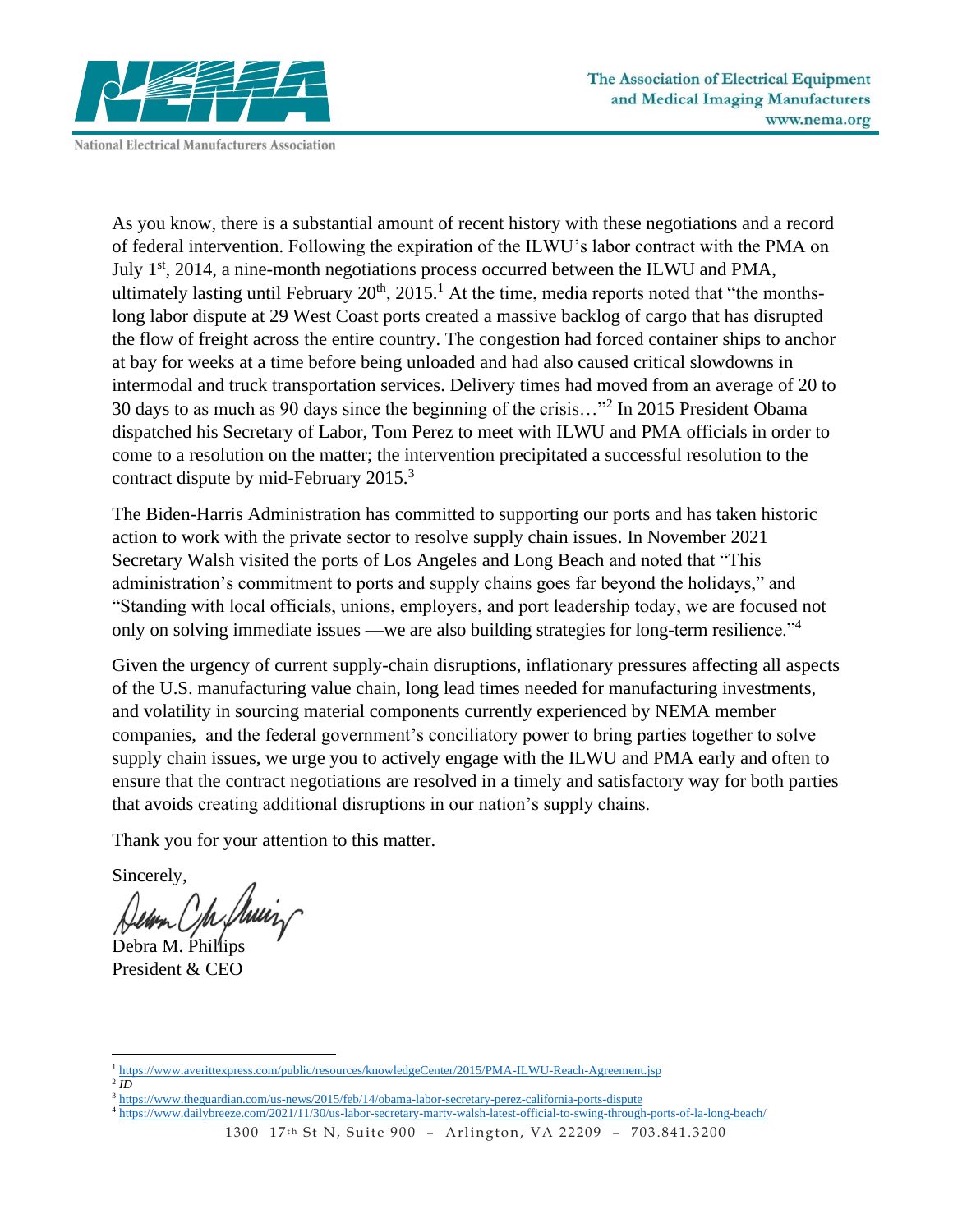As you know, there is a substantial amount of recent history with these negotiations and a record of federal intervention. Following the expiration of the ILWU's labor contract with the PMA on July 1st, 2014, a nine-month negotiations process occurred between the ILWU and PMA, ultimately lasting until February 20th, 2015.[1] At the time, media reports noted that "the months-long labor dispute at 29 West Coast ports created a massive backlog of cargo that has disrupted the flow of freight across the entire country. The congestion had forced container ships to anchor at bay for weeks at a time before being unloaded and had also caused critical slowdowns in intermodal and truck transportation services. Delivery times had moved from an average of 20 to 30 days to as much as 90 days since the beginning of the crisis…"[2] In 2015 President Obama dispatched his Secretary of Labor, Tom Perez to meet with ILWU and PMA officials in order to come to a resolution on the matter; the intervention precipitated a successful resolution to the contract dispute by mid-February 2015.[3]

The Biden-Harris Administration has committed to supporting our ports and has taken historic action to work with the private sector to resolve supply chain issues. In November 2021 Secretary Walsh visited the ports of Los Angeles and Long Beach and noted that "This administration's commitment to ports and supply chains goes far beyond the holidays," and "Standing with local officials, unions, employers, and port leadership today, we are focused not only on solving immediate issues —we are also building strategies for long-term resilience."[4]

Given the urgency of current supply-chain disruptions, inflationary pressures affecting all aspects of the U.S. manufacturing value chain, long lead times needed for manufacturing investments, and volatility in sourcing material components currently experienced by NEMA member companies, and the federal government's conciliatory power to bring parties together to solve supply chain issues, we urge you to actively engage with the ILWU and PMA early and often to ensure that the contract negotiations are resolved in a timely and satisfactory way for both parties that avoids creating additional disruptions in our nation's supply chains.

Thank you for your attention to this matter.

Sincerely,

Debra M. Phillips
President & CEO

---

[1] https://www.averittexpress.com/public/resources/knowledgeCenter/2015/PMA-ILWU-Reach-Agreement.jsp

[2] *ID*

[3] https://www.theguardian.com/us-news/2015/feb/14/obama-labor-secretary-perez-california-ports-dispute

[4] https://www.dailybreeze.com/2021/11/30/us-labor-secretary-marty-walsh-latest-official-to-swing-through-ports-of-la-long-beach/